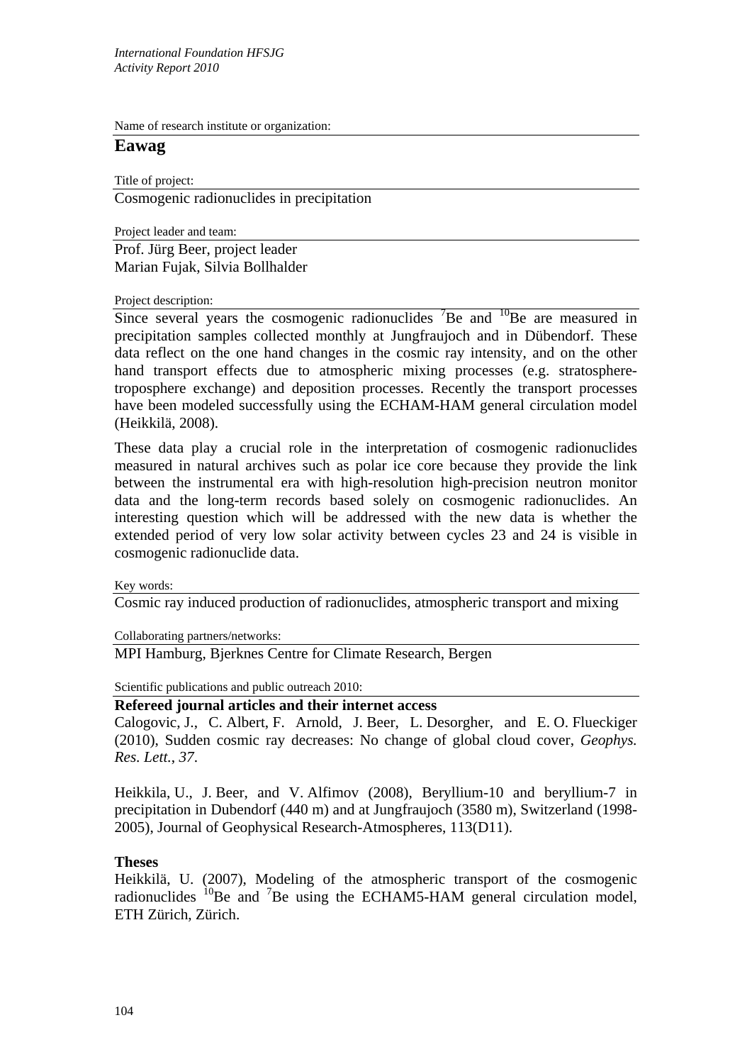Name of research institute or organization:

## Eawag

Title of project:

Cosmogenic radionuclides in precipitation

Project leader and team:

Prof. Jürg Beer, project leader
Marian Fujak, Silvia Bollhalder

Project description:

Since several years the cosmogenic radionuclides $^{7}$Be and $^{10}$Be are measured in precipitation samples collected monthly at Jungfraujoch and in Dübendorf. These data reflect on the one hand changes in the cosmic ray intensity, and on the other hand transport effects due to atmospheric mixing processes (e.g. stratosphere-troposphere exchange) and deposition processes. Recently the transport processes have been modeled successfully using the ECHAM-HAM general circulation model (Heikkilä, 2008).

These data play a crucial role in the interpretation of cosmogenic radionuclides measured in natural archives such as polar ice core because they provide the link between the instrumental era with high-resolution high-precision neutron monitor data and the long-term records based solely on cosmogenic radionuclides. An interesting question which will be addressed with the new data is whether the extended period of very low solar activity between cycles 23 and 24 is visible in cosmogenic radionuclide data.

Key words:

Cosmic ray induced production of radionuclides, atmospheric transport and mixing

Collaborating partners/networks:

MPI Hamburg, Bjerknes Centre for Climate Research, Bergen

Scientific publications and public outreach 2010:

**Refereed journal articles and their internet access**

Calogovic, J., C. Albert, F. Arnold, J. Beer, L. Desorgher, and E. O. Flueckiger (2010), Sudden cosmic ray decreases: No change of global cloud cover, *Geophys. Res. Lett.*, *37*.

Heikkila, U., J. Beer, and V. Alfimov (2008), Beryllium-10 and beryllium-7 in precipitation in Dubendorf (440 m) and at Jungfraujoch (3580 m), Switzerland (1998-2005), Journal of Geophysical Research-Atmospheres, 113(D11).

**Theses**

Heikkilä, U. (2007), Modeling of the atmospheric transport of the cosmogenic radionuclides $^{10}$Be and $^{7}$Be using the ECHAM5-HAM general circulation model, ETH Zürich, Zürich.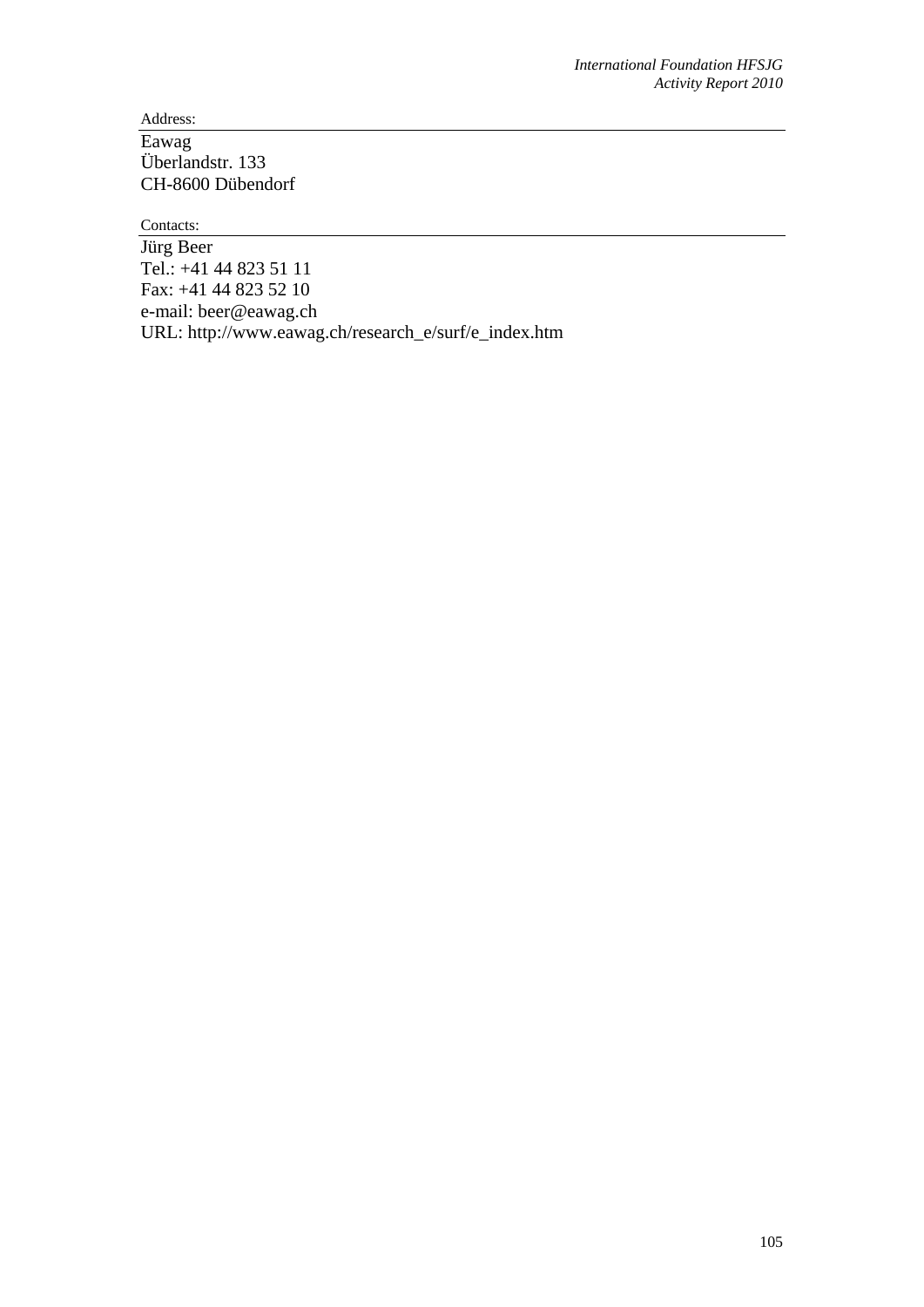Address:

Eawag
Überlandstr. 133
CH-8600 Dübendorf

Contacts:

Jürg Beer
Tel.: +41 44 823 51 11
Fax: +41 44 823 52 10
e-mail: beer@eawag.ch
URL: http://www.eawag.ch/research_e/surf/e_index.htm